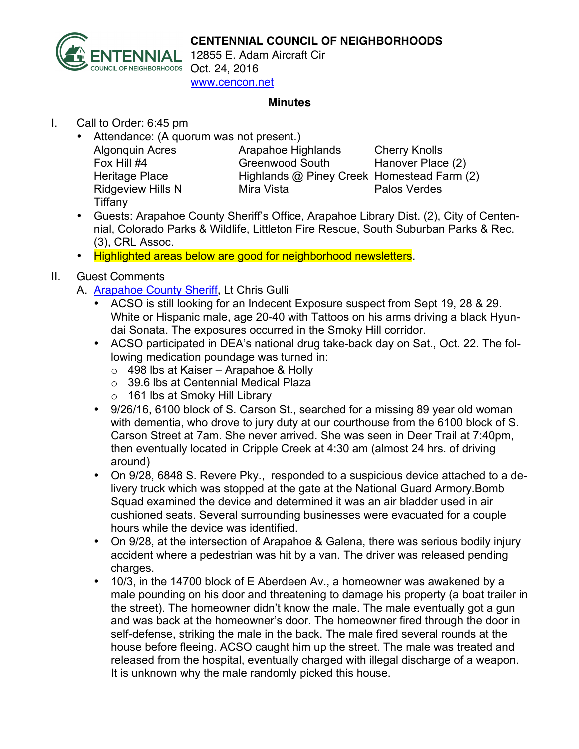# CENTENNIAL COUNCIL OF NEIGHBORHOODS

12855 E. Adam Aircraft Cir
Oct. 24, 2016
www.cencon.net

**Minutes**

I. Call to Order: 6:45 pm
   - Attendance: (A quorum was not present.)

| | | |
|---|---|---|
| Algonquin Acres | Arapahoe Highlands | Cherry Knolls |
| Fox Hill #4 | Greenwood South | Hanover Place (2) |
| Heritage Place | Highlands @ Piney Creek | Homestead Farm (2) |
| Ridgeview Hills N | Mira Vista | Palos Verdes |
| Tiffany | | |

   - Guests: Arapahoe County Sheriff's Office, Arapahoe Library Dist. (2), City of Centennial, Colorado Parks & Wildlife, Littleton Fire Rescue, South Suburban Parks & Rec. (3), CRL Assoc.
   - Highlighted areas below are good for neighborhood newsletters.

II. Guest Comments

   A. Arapahoe County Sheriff, Lt Chris Gulli
      - ACSO is still looking for an Indecent Exposure suspect from Sept 19, 28 & 29. White or Hispanic male, age 20-40 with Tattoos on his arms driving a black Hyundai Sonata. The exposures occurred in the Smoky Hill corridor.
      - ACSO participated in DEA's national drug take-back day on Sat., Oct. 22. The following medication poundage was turned in:
         - 498 lbs at Kaiser – Arapahoe & Holly
         - 39.6 lbs at Centennial Medical Plaza
         - 161 lbs at Smoky Hill Library
      - 9/26/16, 6100 block of S. Carson St., searched for a missing 89 year old woman with dementia, who drove to jury duty at our courthouse from the 6100 block of S. Carson Street at 7am. She never arrived. She was seen in Deer Trail at 7:40pm, then eventually located in Cripple Creek at 4:30 am (almost 24 hrs. of driving around)
      - On 9/28, 6848 S. Revere Pky., responded to a suspicious device attached to a delivery truck which was stopped at the gate at the National Guard Armory.Bomb Squad examined the device and determined it was an air bladder used in air cushioned seats. Several surrounding businesses were evacuated for a couple hours while the device was identified.
      - On 9/28, at the intersection of Arapahoe & Galena, there was serious bodily injury accident where a pedestrian was hit by a van. The driver was released pending charges.
      - 10/3, in the 14700 block of E Aberdeen Av., a homeowner was awakened by a male pounding on his door and threatening to damage his property (a boat trailer in the street). The homeowner didn't know the male. The male eventually got a gun and was back at the homeowner's door. The homeowner fired through the door in self-defense, striking the male in the back. The male fired several rounds at the house before fleeing. ACSO caught him up the street. The male was treated and released from the hospital, eventually charged with illegal discharge of a weapon. It is unknown why the male randomly picked this house.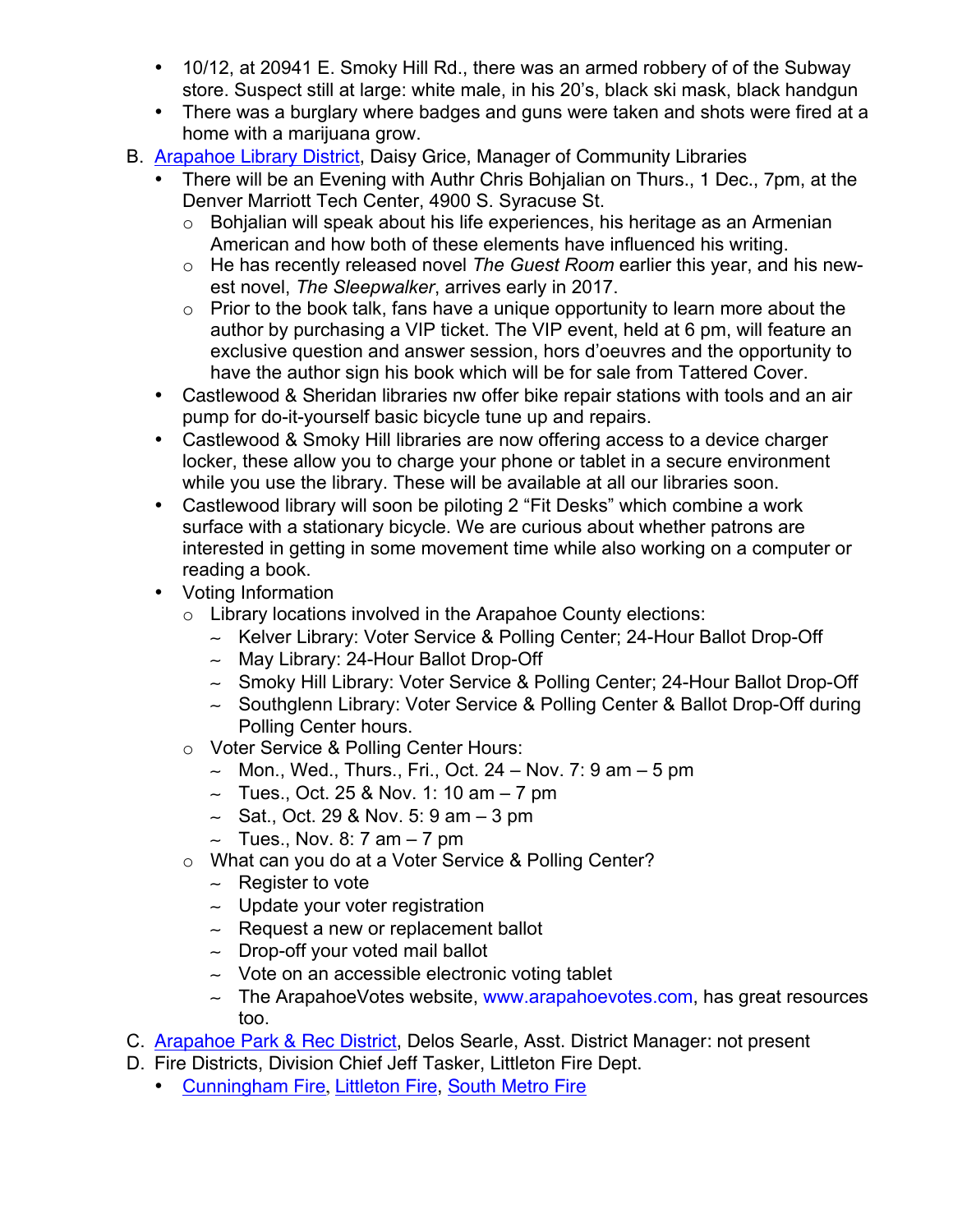- 10/12, at 20941 E. Smoky Hill Rd., there was an armed robbery of of the Subway store. Suspect still at large: white male, in his 20's, black ski mask, black handgun
- There was a burglary where badges and guns were taken and shots were fired at a home with a marijuana grow.

B. [Arapahoe Library District](), Daisy Grice, Manager of Community Libraries

- There will be an Evening with Authr Chris Bohjalian on Thurs., 1 Dec., 7pm, at the Denver Marriott Tech Center, 4900 S. Syracuse St.
  - Bohjalian will speak about his life experiences, his heritage as an Armenian American and how both of these elements have influenced his writing.
  - He has recently released novel *The Guest Room* earlier this year, and his newest novel, *The Sleepwalker*, arrives early in 2017.
  - Prior to the book talk, fans have a unique opportunity to learn more about the author by purchasing a VIP ticket. The VIP event, held at 6 pm, will feature an exclusive question and answer session, hors d'oeuvres and the opportunity to have the author sign his book which will be for sale from Tattered Cover.
- Castlewood & Sheridan libraries nw offer bike repair stations with tools and an air pump for do-it-yourself basic bicycle tune up and repairs.
- Castlewood & Smoky Hill libraries are now offering access to a device charger locker, these allow you to charge your phone or tablet in a secure environment while you use the library. These will be available at all our libraries soon.
- Castlewood library will soon be piloting 2 "Fit Desks" which combine a work surface with a stationary bicycle. We are curious about whether patrons are interested in getting in some movement time while also working on a computer or reading a book.
- Voting Information
  - Library locations involved in the Arapahoe County elections:
    - Kelver Library: Voter Service & Polling Center; 24-Hour Ballot Drop-Off
    - May Library: 24-Hour Ballot Drop-Off
    - Smoky Hill Library: Voter Service & Polling Center; 24-Hour Ballot Drop-Off
    - Southglenn Library: Voter Service & Polling Center & Ballot Drop-Off during Polling Center hours.
  - Voter Service & Polling Center Hours:
    - Mon., Wed., Thurs., Fri., Oct. 24 – Nov. 7: 9 am – 5 pm
    - Tues., Oct. 25 & Nov. 1: 10 am – 7 pm
    - Sat., Oct. 29 & Nov. 5: 9 am – 3 pm
    - Tues., Nov. 8: 7 am – 7 pm
  - What can you do at a Voter Service & Polling Center?
    - Register to vote
    - Update your voter registration
    - Request a new or replacement ballot
    - Drop-off your voted mail ballot
    - Vote on an accessible electronic voting tablet
    - The ArapahoeVotes website, [www.arapahoevotes.com](http://www.arapahoevotes.com), has great resources too.

C. [Arapahoe Park & Rec District](), Delos Searle, Asst. District Manager: not present

D. Fire Districts, Division Chief Jeff Tasker, Littleton Fire Dept.

- [Cunningham Fire](), [Littleton Fire](), [South Metro Fire]()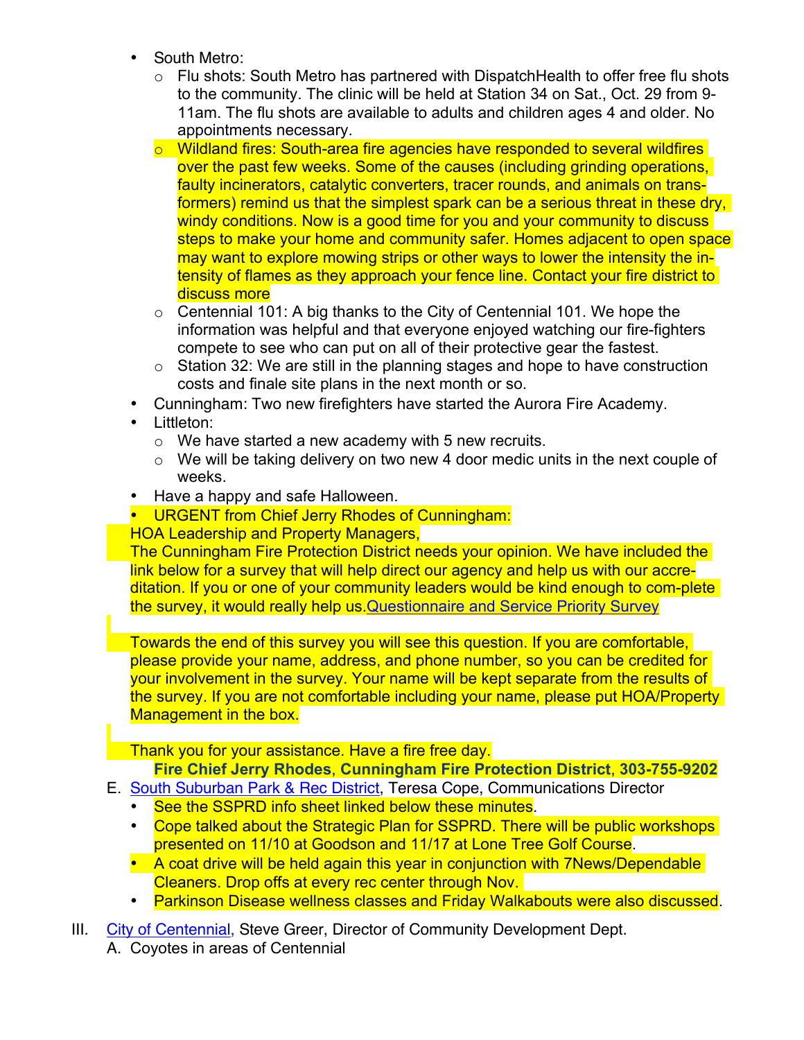- South Metro:
  - Flu shots: South Metro has partnered with DispatchHealth to offer free flu shots to the community. The clinic will be held at Station 34 on Sat., Oct. 29 from 9-11am. The flu shots are available to adults and children ages 4 and older. No appointments necessary.
  - Wildland fires: South-area fire agencies have responded to several wildfires over the past few weeks. Some of the causes (including grinding operations, faulty incinerators, catalytic converters, tracer rounds, and animals on transformers) remind us that the simplest spark can be a serious threat in these dry, windy conditions. Now is a good time for you and your community to discuss steps to make your home and community safer. Homes adjacent to open space may want to explore mowing strips or other ways to lower the intensity the intensity of flames as they approach your fence line. Contact your fire district to discuss more
  - Centennial 101: A big thanks to the City of Centennial 101. We hope the information was helpful and that everyone enjoyed watching our fire-fighters compete to see who can put on all of their protective gear the fastest.
  - Station 32: We are still in the planning stages and hope to have construction costs and finale site plans in the next month or so.
- Cunningham: Two new firefighters have started the Aurora Fire Academy.
- Littleton:
  - We have started a new academy with 5 new recruits.
  - We will be taking delivery on two new 4 door medic units in the next couple of weeks.
- Have a happy and safe Halloween.
- URGENT from Chief Jerry Rhodes of Cunningham:

  HOA Leadership and Property Managers,
  The Cunningham Fire Protection District needs your opinion. We have included the link below for a survey that will help direct our agency and help us with our accreditation. If you or one of your community leaders would be kind enough to com-plete the survey, it would really help us.[Questionnaire and Service Priority Survey]

  Towards the end of this survey you will see this question. If you are comfortable, please provide your name, address, and phone number, so you can be credited for your involvement in the survey. Your name will be kept separate from the results of the survey. If you are not comfortable including your name, please put HOA/Property Management in the box.

  Thank you for your assistance. Have a fire free day.
  **Fire Chief Jerry Rhodes, Cunningham Fire Protection District, 303-755-9202**

E. South Suburban Park & Rec District, Teresa Cope, Communications Director
   - See the SSPRD info sheet linked below these minutes.
   - Cope talked about the Strategic Plan for SSPRD. There will be public workshops presented on 11/10 at Goodson and 11/17 at Lone Tree Golf Course.
   - A coat drive will be held again this year in conjunction with 7News/Dependable Cleaners. Drop offs at every rec center through Nov.
   - Parkinson Disease wellness classes and Friday Walkabouts were also discussed.

III. City of Centennial, Steve Greer, Director of Community Development Dept.
   A. Coyotes in areas of Centennial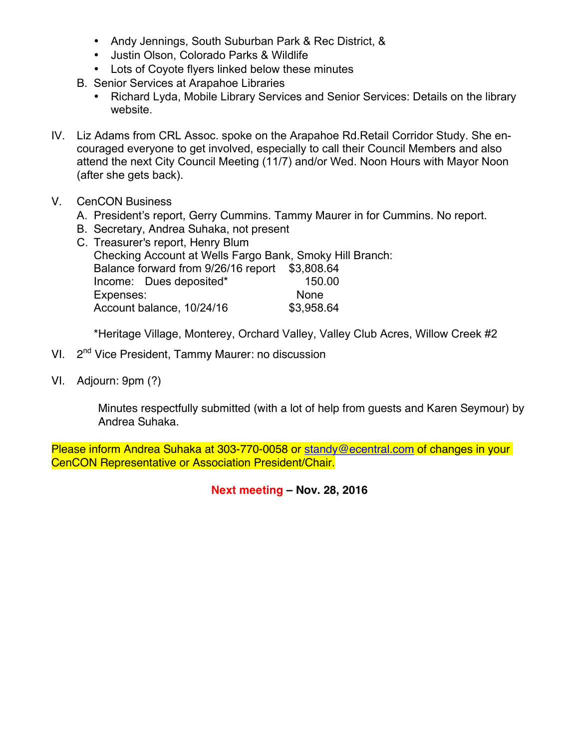- Andy Jennings, South Suburban Park & Rec District, &
- Justin Olson, Colorado Parks & Wildlife
- Lots of Coyote flyers linked below these minutes

B. Senior Services at Arapahoe Libraries

- Richard Lyda, Mobile Library Services and Senior Services: Details on the library website.

IV. Liz Adams from CRL Assoc. spoke on the Arapahoe Rd.Retail Corridor Study. She encouraged everyone to get involved, especially to call their Council Members and also attend the next City Council Meeting (11/7) and/or Wed. Noon Hours with Mayor Noon (after she gets back).

V. CenCON Business

A. President's report, Gerry Cummins. Tammy Maurer in for Cummins. No report.

B. Secretary, Andrea Suhaka, not present

C. Treasurer's report, Henry Blum

Checking Account at Wells Fargo Bank, Smoky Hill Branch:

| | |
|---|---|
| Balance forward from 9/26/16 report | $3,808.64 |
| Income: Dues deposited* | 150.00 |
| Expenses: | None |
| Account balance, 10/24/16 | $3,958.64 |

*Heritage Village, Monterey, Orchard Valley, Valley Club Acres, Willow Creek #2

VI. 2nd Vice President, Tammy Maurer: no discussion

VI. Adjourn: 9pm (?)

Minutes respectfully submitted (with a lot of help from guests and Karen Seymour) by Andrea Suhaka.

Please inform Andrea Suhaka at 303-770-0058 or standy@ecentral.com of changes in your CenCON Representative or Association President/Chair.

**Next meeting – Nov. 28, 2016**